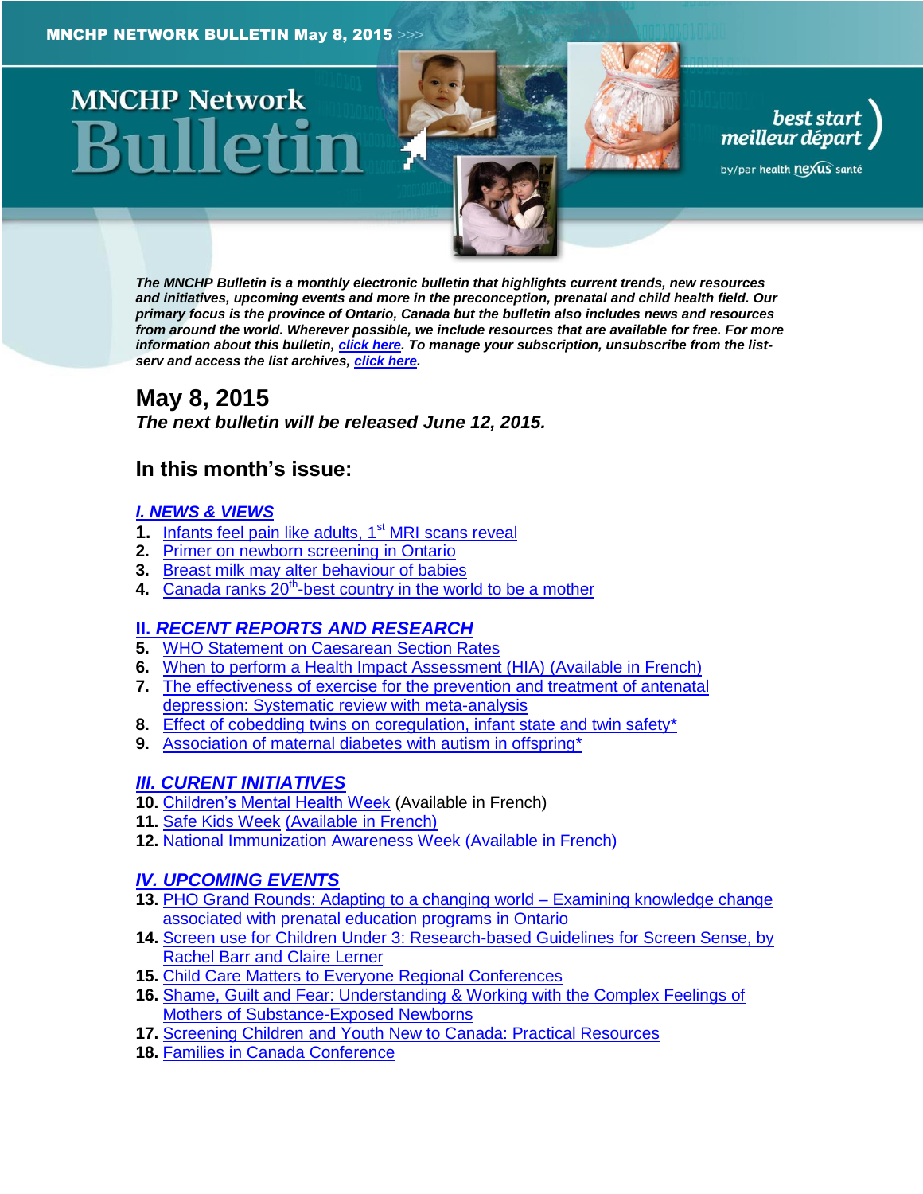MNCHP NETWORK BULLETIN May 8, 2015 >>>

# MNCHP Network Bulletin

best start
meilleur départ
by/par health nexus santé

***The MNCHP Bulletin is a monthly electronic bulletin that highlights current trends, new resources and initiatives, upcoming events and more in the preconception, prenatal and child health field. Our primary focus is the province of Ontario, Canada but the bulletin also includes news and resources from around the world. Wherever possible, we include resources that are available for free. For more information about this bulletin, click here. To manage your subscription, unsubscribe from the list-serv and access the list archives, click here.***

## May 8, 2015

***The next bulletin will be released June 12, 2015.***

## In this month's issue:

***I. NEWS & VIEWS***

1. Infants feel pain like adults, 1st MRI scans reveal
2. Primer on newborn screening in Ontario
3. Breast milk may alter behaviour of babies
4. Canada ranks 20th-best country in the world to be a mother

***II. RECENT REPORTS AND RESEARCH***

5. WHO Statement on Caesarean Section Rates
6. When to perform a Health Impact Assessment (HIA) (Available in French)
7. The effectiveness of exercise for the prevention and treatment of antenatal depression: Systematic review with meta-analysis
8. Effect of cobedding twins on coregulation, infant state and twin safety*
9. Association of maternal diabetes with autism in offspring*

***III. CURENT INITIATIVES***

10. Children's Mental Health Week (Available in French)
11. Safe Kids Week (Available in French)
12. National Immunization Awareness Week (Available in French)

***IV. UPCOMING EVENTS***

13. PHO Grand Rounds: Adapting to a changing world – Examining knowledge change associated with prenatal education programs in Ontario
14. Screen use for Children Under 3: Research-based Guidelines for Screen Sense, by Rachel Barr and Claire Lerner
15. Child Care Matters to Everyone Regional Conferences
16. Shame, Guilt and Fear: Understanding & Working with the Complex Feelings of Mothers of Substance-Exposed Newborns
17. Screening Children and Youth New to Canada: Practical Resources
18. Families in Canada Conference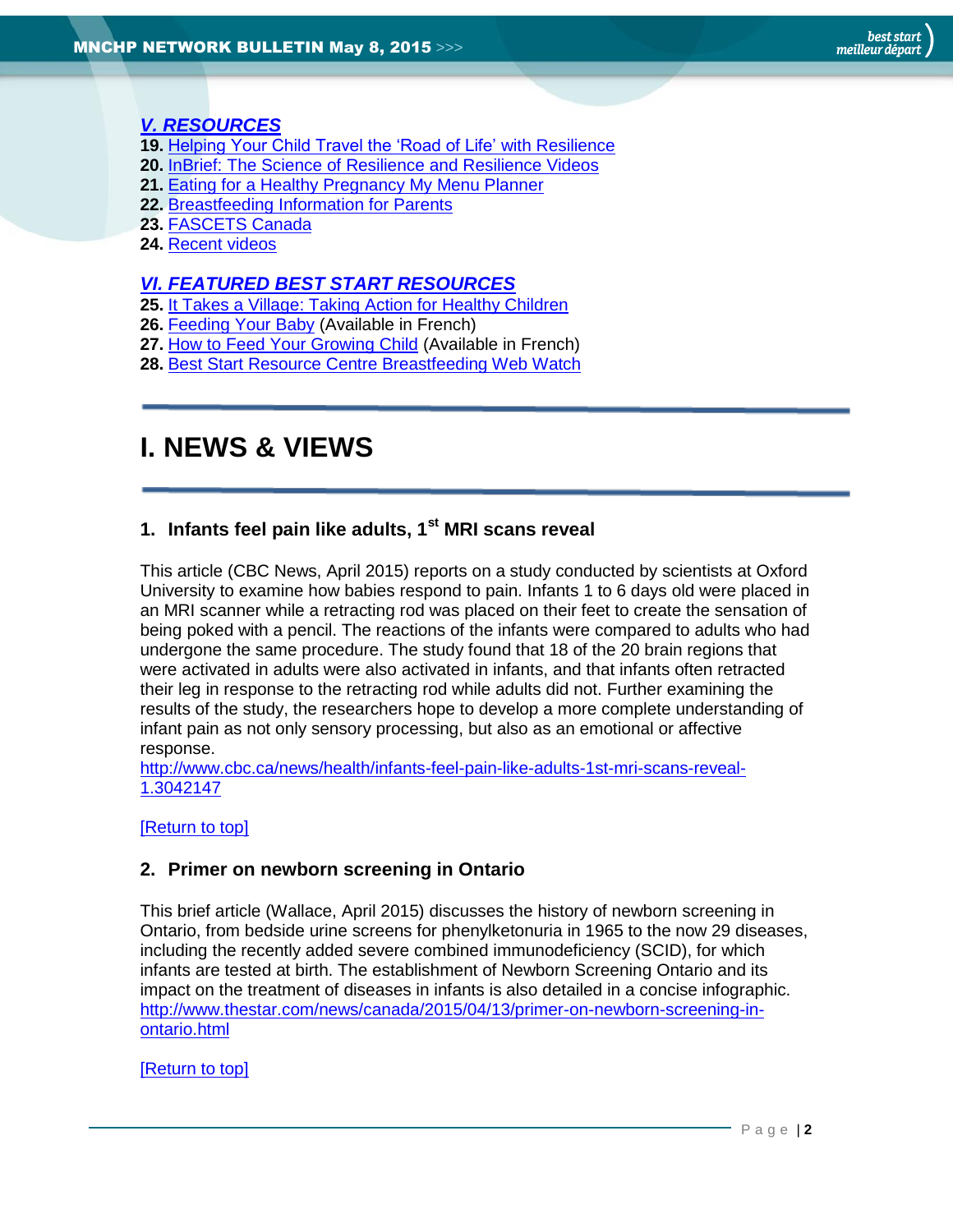## *V. RESOURCES*

**19.** Helping Your Child Travel the 'Road of Life' with Resilience
**20.** InBrief: The Science of Resilience and Resilience Videos
**21.** Eating for a Healthy Pregnancy My Menu Planner
**22.** Breastfeeding Information for Parents
**23.** FASCETS Canada
**24.** Recent videos

## *VI. FEATURED BEST START RESOURCES*

**25.** It Takes a Village: Taking Action for Healthy Children
**26.** Feeding Your Baby (Available in French)
**27.** How to Feed Your Growing Child (Available in French)
**28.** Best Start Resource Centre Breastfeeding Web Watch

# I. NEWS & VIEWS

### 1. Infants feel pain like adults, 1st MRI scans reveal

This article (CBC News, April 2015) reports on a study conducted by scientists at Oxford University to examine how babies respond to pain. Infants 1 to 6 days old were placed in an MRI scanner while a retracting rod was placed on their feet to create the sensation of being poked with a pencil. The reactions of the infants were compared to adults who had undergone the same procedure. The study found that 18 of the 20 brain regions that were activated in adults were also activated in infants, and that infants often retracted their leg in response to the retracting rod while adults did not. Further examining the results of the study, the researchers hope to develop a more complete understanding of infant pain as not only sensory processing, but also as an emotional or affective response.
http://www.cbc.ca/news/health/infants-feel-pain-like-adults-1st-mri-scans-reveal-1.3042147

[Return to top]

### 2. Primer on newborn screening in Ontario

This brief article (Wallace, April 2015) discusses the history of newborn screening in Ontario, from bedside urine screens for phenylketonuria in 1965 to the now 29 diseases, including the recently added severe combined immunodeficiency (SCID), for which infants are tested at birth. The establishment of Newborn Screening Ontario and its impact on the treatment of diseases in infants is also detailed in a concise infographic.
http://www.thestar.com/news/canada/2015/04/13/primer-on-newborn-screening-in-ontario.html

[Return to top]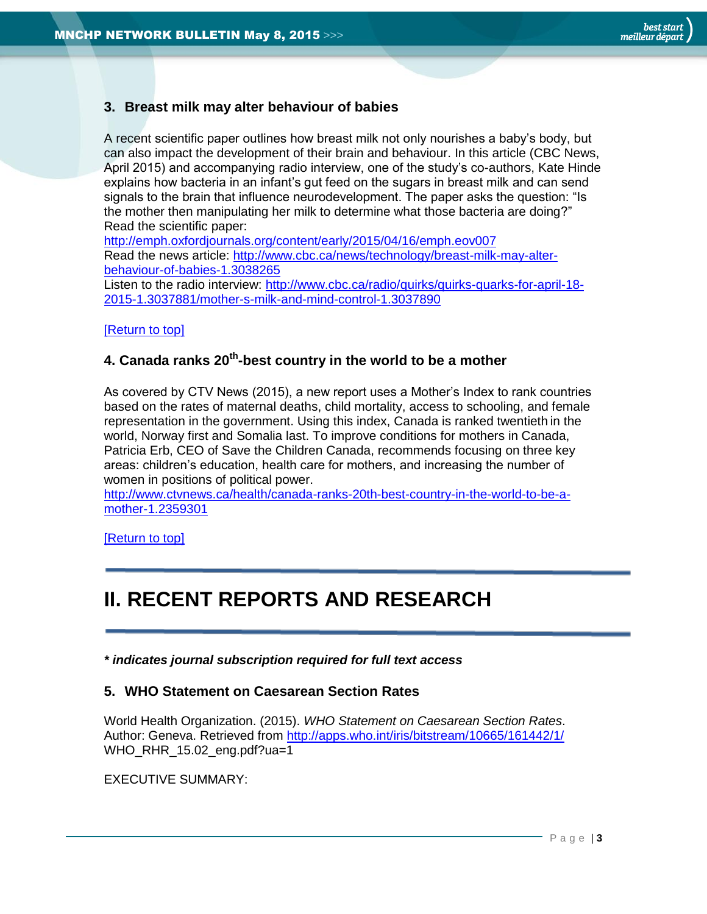### 3. Breast milk may alter behaviour of babies

A recent scientific paper outlines how breast milk not only nourishes a baby's body, but can also impact the development of their brain and behaviour. In this article (CBC News, April 2015) and accompanying radio interview, one of the study's co-authors, Kate Hinde explains how bacteria in an infant's gut feed on the sugars in breast milk and can send signals to the brain that influence neurodevelopment. The paper asks the question: "Is the mother then manipulating her milk to determine what those bacteria are doing?"
Read the scientific paper:
http://emph.oxfordjournals.org/content/early/2015/04/16/emph.eov007
Read the news article: http://www.cbc.ca/news/technology/breast-milk-may-alter-behaviour-of-babies-1.3038265
Listen to the radio interview: http://www.cbc.ca/radio/quirks/quirks-quarks-for-april-18-2015-1.3037881/mother-s-milk-and-mind-control-1.3037890

[Return to top]

### 4. Canada ranks 20th-best country in the world to be a mother

As covered by CTV News (2015), a new report uses a Mother's Index to rank countries based on the rates of maternal deaths, child mortality, access to schooling, and female representation in the government. Using this index, Canada is ranked twentieth in the world, Norway first and Somalia last. To improve conditions for mothers in Canada, Patricia Erb, CEO of Save the Children Canada, recommends focusing on three key areas: children's education, health care for mothers, and increasing the number of women in positions of political power.
http://www.ctvnews.ca/health/canada-ranks-20th-best-country-in-the-world-to-be-a-mother-1.2359301

[Return to top]

## II. RECENT REPORTS AND RESEARCH

***\* indicates journal subscription required for full text access***

### 5. WHO Statement on Caesarean Section Rates

World Health Organization. (2015). *WHO Statement on Caesarean Section Rates*. Author: Geneva. Retrieved from http://apps.who.int/iris/bitstream/10665/161442/1/WHO_RHR_15.02_eng.pdf?ua=1

EXECUTIVE SUMMARY: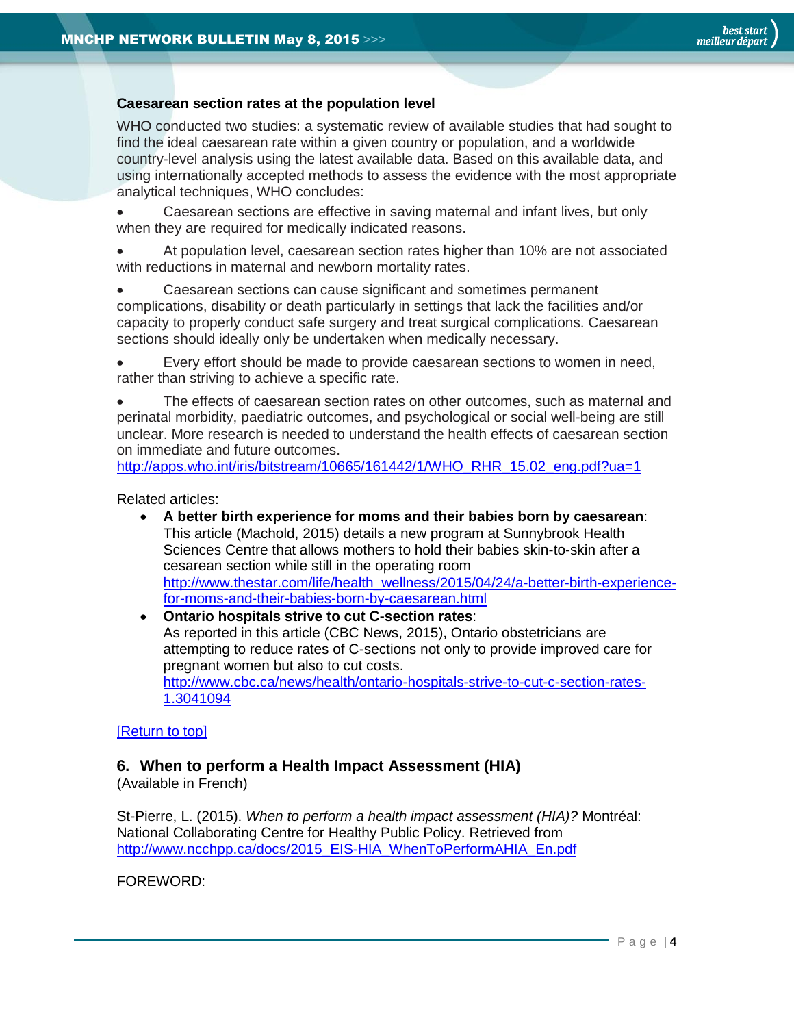**Caesarean section rates at the population level**

WHO conducted two studies: a systematic review of available studies that had sought to find the ideal caesarean rate within a given country or population, and a worldwide country-level analysis using the latest available data. Based on this available data, and using internationally accepted methods to assess the evidence with the most appropriate analytical techniques, WHO concludes:

- Caesarean sections are effective in saving maternal and infant lives, but only when they are required for medically indicated reasons.
- At population level, caesarean section rates higher than 10% are not associated with reductions in maternal and newborn mortality rates.
- Caesarean sections can cause significant and sometimes permanent complications, disability or death particularly in settings that lack the facilities and/or capacity to properly conduct safe surgery and treat surgical complications. Caesarean sections should ideally only be undertaken when medically necessary.
- Every effort should be made to provide caesarean sections to women in need, rather than striving to achieve a specific rate.
- The effects of caesarean section rates on other outcomes, such as maternal and perinatal morbidity, paediatric outcomes, and psychological or social well-being are still unclear. More research is needed to understand the health effects of caesarean section on immediate and future outcomes.

http://apps.who.int/iris/bitstream/10665/161442/1/WHO_RHR_15.02_eng.pdf?ua=1

Related articles:

- **A better birth experience for moms and their babies born by caesarean**: This article (Machold, 2015) details a new program at Sunnybrook Health Sciences Centre that allows mothers to hold their babies skin-to-skin after a cesarean section while still in the operating room
  http://www.thestar.com/life/health_wellness/2015/04/24/a-better-birth-experience-for-moms-and-their-babies-born-by-caesarean.html
- **Ontario hospitals strive to cut C-section rates**: As reported in this article (CBC News, 2015), Ontario obstetricians are attempting to reduce rates of C-sections not only to provide improved care for pregnant women but also to cut costs.
  http://www.cbc.ca/news/health/ontario-hospitals-strive-to-cut-c-section-rates-1.3041094

[Return to top]

## 6. When to perform a Health Impact Assessment (HIA)

(Available in French)

St-Pierre, L. (2015). *When to perform a health impact assessment (HIA)?* Montréal: National Collaborating Centre for Healthy Public Policy. Retrieved from http://www.ncchpp.ca/docs/2015_EIS-HIA_WhenToPerformAHIA_En.pdf

FOREWORD: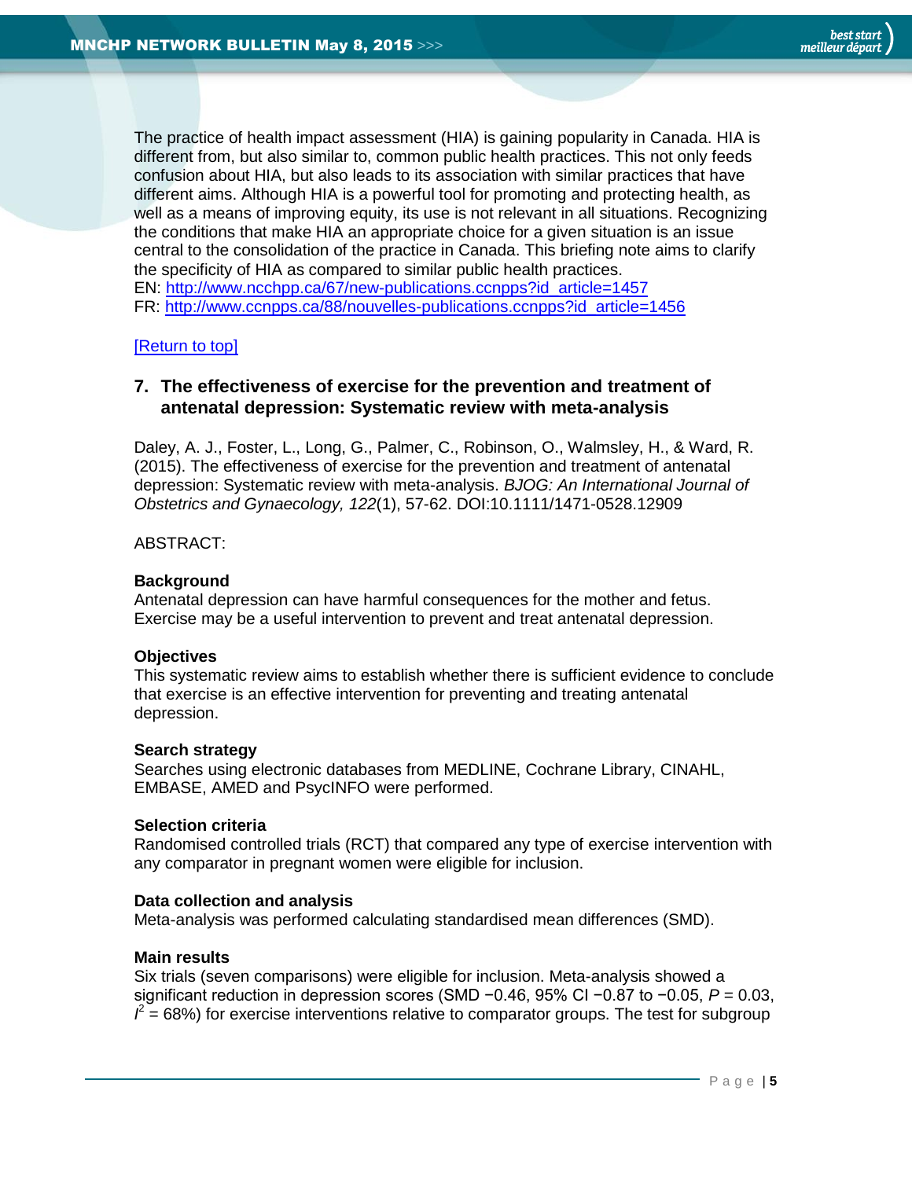The practice of health impact assessment (HIA) is gaining popularity in Canada. HIA is different from, but also similar to, common public health practices. This not only feeds confusion about HIA, but also leads to its association with similar practices that have different aims. Although HIA is a powerful tool for promoting and protecting health, as well as a means of improving equity, its use is not relevant in all situations. Recognizing the conditions that make HIA an appropriate choice for a given situation is an issue central to the consolidation of the practice in Canada. This briefing note aims to clarify the specificity of HIA as compared to similar public health practices.
EN: http://www.ncchpp.ca/67/new-publications.ccnpps?id_article=1457
FR: http://www.ccnpps.ca/88/nouvelles-publications.ccnpps?id_article=1456

[Return to top]

### 7. The effectiveness of exercise for the prevention and treatment of antenatal depression: Systematic review with meta-analysis

Daley, A. J., Foster, L., Long, G., Palmer, C., Robinson, O., Walmsley, H., & Ward, R. (2015). The effectiveness of exercise for the prevention and treatment of antenatal depression: Systematic review with meta-analysis. *BJOG: An International Journal of Obstetrics and Gynaecology, 122*(1), 57-62. DOI:10.1111/1471-0528.12909

ABSTRACT:

**Background**
Antenatal depression can have harmful consequences for the mother and fetus. Exercise may be a useful intervention to prevent and treat antenatal depression.

**Objectives**
This systematic review aims to establish whether there is sufficient evidence to conclude that exercise is an effective intervention for preventing and treating antenatal depression.

**Search strategy**
Searches using electronic databases from MEDLINE, Cochrane Library, CINAHL, EMBASE, AMED and PsycINFO were performed.

**Selection criteria**
Randomised controlled trials (RCT) that compared any type of exercise intervention with any comparator in pregnant women were eligible for inclusion.

**Data collection and analysis**
Meta-analysis was performed calculating standardised mean differences (SMD).

**Main results**
Six trials (seven comparisons) were eligible for inclusion. Meta-analysis showed a significant reduction in depression scores (SMD −0.46, 95% CI −0.87 to −0.05, $P = 0.03$, $I^2 = 68\%$) for exercise interventions relative to comparator groups. The test for subgroup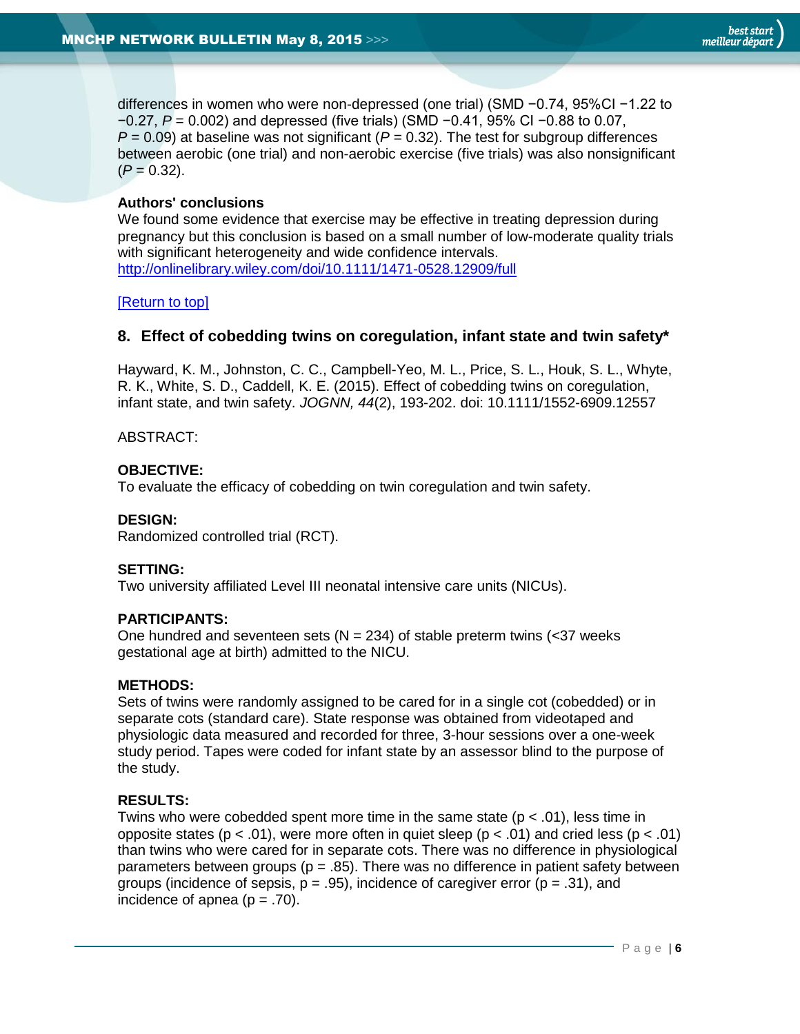differences in women who were non-depressed (one trial) (SMD −0.74, 95%CI −1.22 to −0.27, $P = 0.002$) and depressed (five trials) (SMD −0.41, 95% CI −0.88 to 0.07, $P = 0.09$) at baseline was not significant ($P = 0.32$). The test for subgroup differences between aerobic (one trial) and non-aerobic exercise (five trials) was also nonsignificant ($P = 0.32$).

**Authors' conclusions**

We found some evidence that exercise may be effective in treating depression during pregnancy but this conclusion is based on a small number of low-moderate quality trials with significant heterogeneity and wide confidence intervals.
http://onlinelibrary.wiley.com/doi/10.1111/1471-0528.12909/full

[Return to top]

### 8. Effect of cobedding twins on coregulation, infant state and twin safety*

Hayward, K. M., Johnston, C. C., Campbell-Yeo, M. L., Price, S. L., Houk, S. L., Whyte, R. K., White, S. D., Caddell, K. E. (2015). Effect of cobedding twins on coregulation, infant state, and twin safety. *JOGNN, 44*(2), 193-202. doi: 10.1111/1552-6909.12557

ABSTRACT:

**OBJECTIVE:**

To evaluate the efficacy of cobedding on twin coregulation and twin safety.

**DESIGN:**

Randomized controlled trial (RCT).

**SETTING:**

Two university affiliated Level III neonatal intensive care units (NICUs).

**PARTICIPANTS:**

One hundred and seventeen sets (N = 234) of stable preterm twins (<37 weeks gestational age at birth) admitted to the NICU.

**METHODS:**

Sets of twins were randomly assigned to be cared for in a single cot (cobedded) or in separate cots (standard care). State response was obtained from videotaped and physiologic data measured and recorded for three, 3-hour sessions over a one-week study period. Tapes were coded for infant state by an assessor blind to the purpose of the study.

**RESULTS:**

Twins who were cobedded spent more time in the same state ($p < .01$), less time in opposite states ($p < .01$), were more often in quiet sleep ($p < .01$) and cried less ($p < .01$) than twins who were cared for in separate cots. There was no difference in physiological parameters between groups ($p = .85$). There was no difference in patient safety between groups (incidence of sepsis, $p = .95$), incidence of caregiver error ($p = .31$), and incidence of apnea ($p = .70$).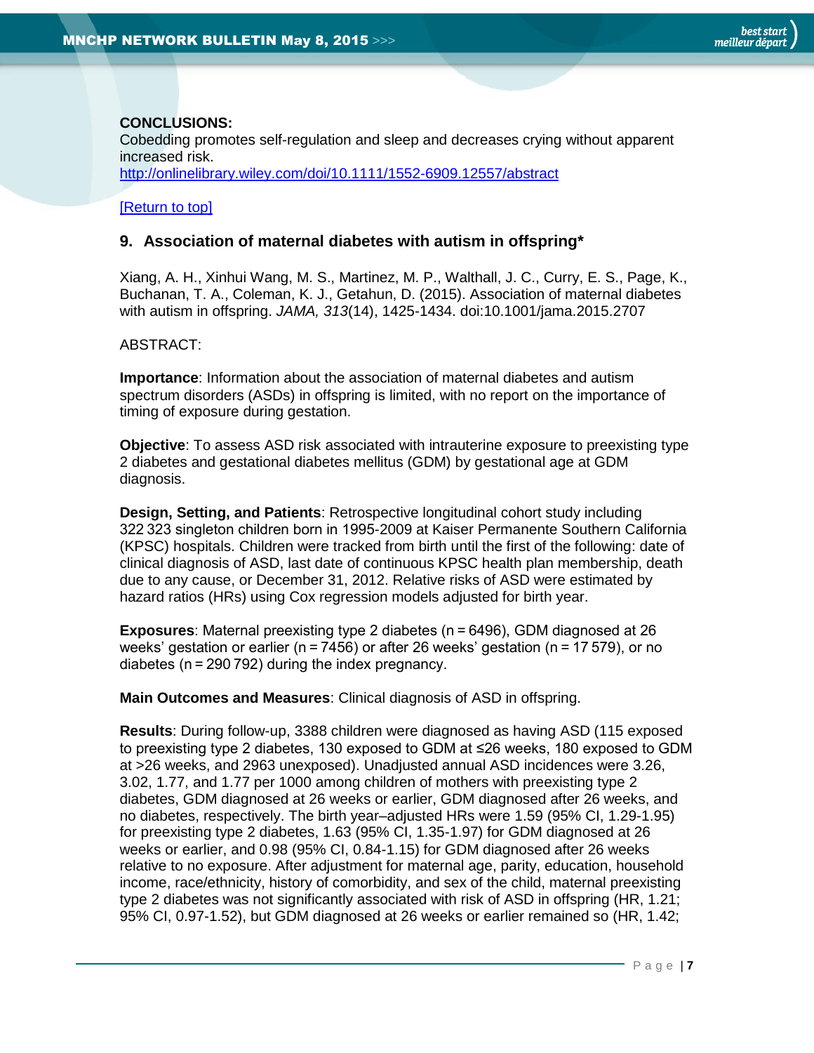**CONCLUSIONS:**
Cobedding promotes self-regulation and sleep and decreases crying without apparent increased risk.
http://onlinelibrary.wiley.com/doi/10.1111/1552-6909.12557/abstract

[Return to top]

### 9. Association of maternal diabetes with autism in offspring*

Xiang, A. H., Xinhui Wang, M. S., Martinez, M. P., Walthall, J. C., Curry, E. S., Page, K., Buchanan, T. A., Coleman, K. J., Getahun, D. (2015). Association of maternal diabetes with autism in offspring. *JAMA, 313*(14), 1425-1434. doi:10.1001/jama.2015.2707

ABSTRACT:

**Importance**: Information about the association of maternal diabetes and autism spectrum disorders (ASDs) in offspring is limited, with no report on the importance of timing of exposure during gestation.

**Objective**: To assess ASD risk associated with intrauterine exposure to preexisting type 2 diabetes and gestational diabetes mellitus (GDM) by gestational age at GDM diagnosis.

**Design, Setting, and Patients**: Retrospective longitudinal cohort study including 322 323 singleton children born in 1995-2009 at Kaiser Permanente Southern California (KPSC) hospitals. Children were tracked from birth until the first of the following: date of clinical diagnosis of ASD, last date of continuous KPSC health plan membership, death due to any cause, or December 31, 2012. Relative risks of ASD were estimated by hazard ratios (HRs) using Cox regression models adjusted for birth year.

**Exposures**: Maternal preexisting type 2 diabetes (n = 6496), GDM diagnosed at 26 weeks' gestation or earlier (n = 7456) or after 26 weeks' gestation (n = 17 579), or no diabetes (n = 290 792) during the index pregnancy.

**Main Outcomes and Measures**: Clinical diagnosis of ASD in offspring.

**Results**: During follow-up, 3388 children were diagnosed as having ASD (115 exposed to preexisting type 2 diabetes, 130 exposed to GDM at ≤26 weeks, 180 exposed to GDM at >26 weeks, and 2963 unexposed). Unadjusted annual ASD incidences were 3.26, 3.02, 1.77, and 1.77 per 1000 among children of mothers with preexisting type 2 diabetes, GDM diagnosed at 26 weeks or earlier, GDM diagnosed after 26 weeks, and no diabetes, respectively. The birth year–adjusted HRs were 1.59 (95% CI, 1.29-1.95) for preexisting type 2 diabetes, 1.63 (95% CI, 1.35-1.97) for GDM diagnosed at 26 weeks or earlier, and 0.98 (95% CI, 0.84-1.15) for GDM diagnosed after 26 weeks relative to no exposure. After adjustment for maternal age, parity, education, household income, race/ethnicity, history of comorbidity, and sex of the child, maternal preexisting type 2 diabetes was not significantly associated with risk of ASD in offspring (HR, 1.21; 95% CI, 0.97-1.52), but GDM diagnosed at 26 weeks or earlier remained so (HR, 1.42;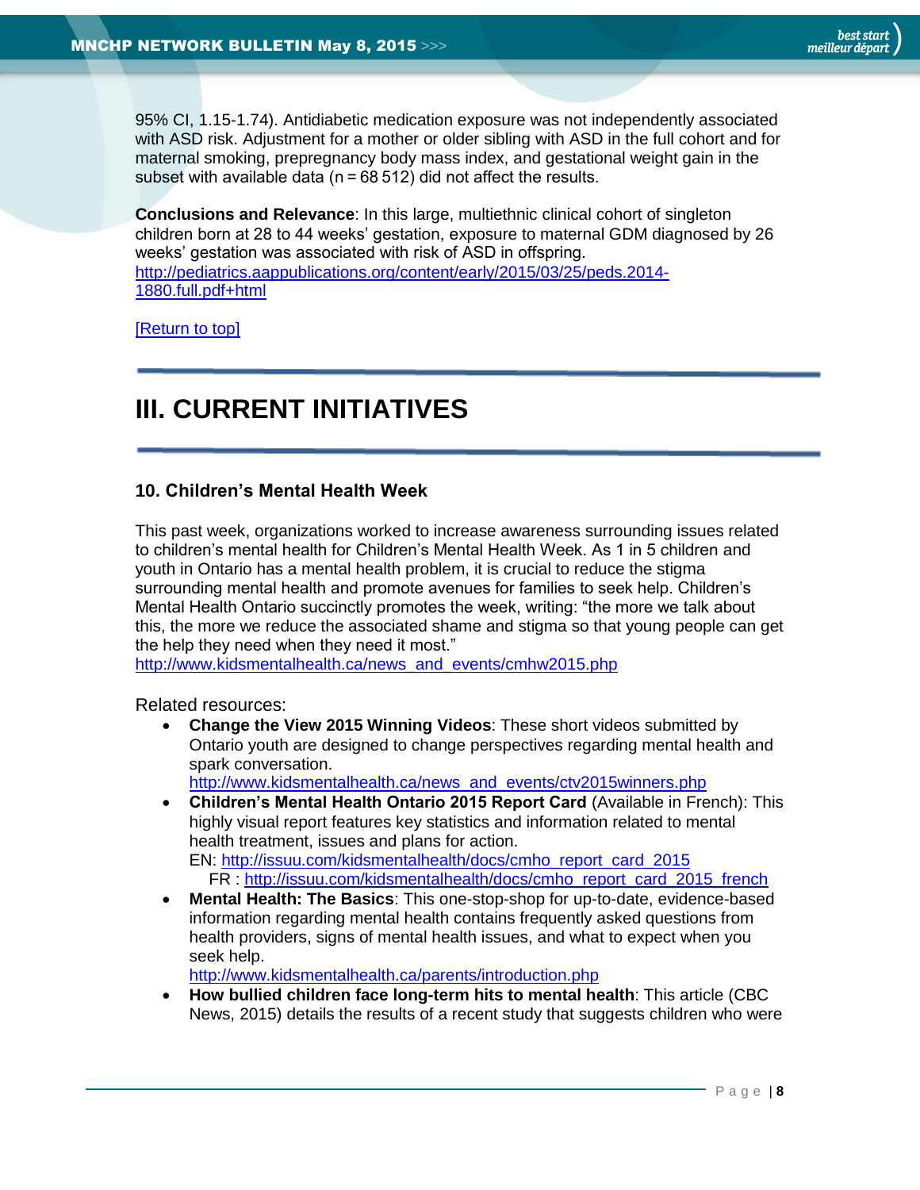95% CI, 1.15-1.74). Antidiabetic medication exposure was not independently associated with ASD risk. Adjustment for a mother or older sibling with ASD in the full cohort and for maternal smoking, prepregnancy body mass index, and gestational weight gain in the subset with available data (n = 68 512) did not affect the results.

**Conclusions and Relevance**: In this large, multiethnic clinical cohort of singleton children born at 28 to 44 weeks' gestation, exposure to maternal GDM diagnosed by 26 weeks' gestation was associated with risk of ASD in offspring.
http://pediatrics.aappublications.org/content/early/2015/03/25/peds.2014-1880.full.pdf+html

[Return to top]

# III. CURRENT INITIATIVES

### 10. Children's Mental Health Week

This past week, organizations worked to increase awareness surrounding issues related to children's mental health for Children's Mental Health Week. As 1 in 5 children and youth in Ontario has a mental health problem, it is crucial to reduce the stigma surrounding mental health and promote avenues for families to seek help. Children's Mental Health Ontario succinctly promotes the week, writing: "the more we talk about this, the more we reduce the associated shame and stigma so that young people can get the help they need when they need it most."
http://www.kidsmentalhealth.ca/news_and_events/cmhw2015.php

Related resources:

- **Change the View 2015 Winning Videos**: These short videos submitted by Ontario youth are designed to change perspectives regarding mental health and spark conversation.
  http://www.kidsmentalhealth.ca/news_and_events/ctv2015winners.php
- **Children's Mental Health Ontario 2015 Report Card** (Available in French): This highly visual report features key statistics and information related to mental health treatment, issues and plans for action.
  EN: http://issuu.com/kidsmentalhealth/docs/cmho_report_card_2015
  FR : http://issuu.com/kidsmentalhealth/docs/cmho_report_card_2015_french
- **Mental Health: The Basics**: This one-stop-shop for up-to-date, evidence-based information regarding mental health contains frequently asked questions from health providers, signs of mental health issues, and what to expect when you seek help.
  http://www.kidsmentalhealth.ca/parents/introduction.php
- **How bullied children face long-term hits to mental health**: This article (CBC News, 2015) details the results of a recent study that suggests children who were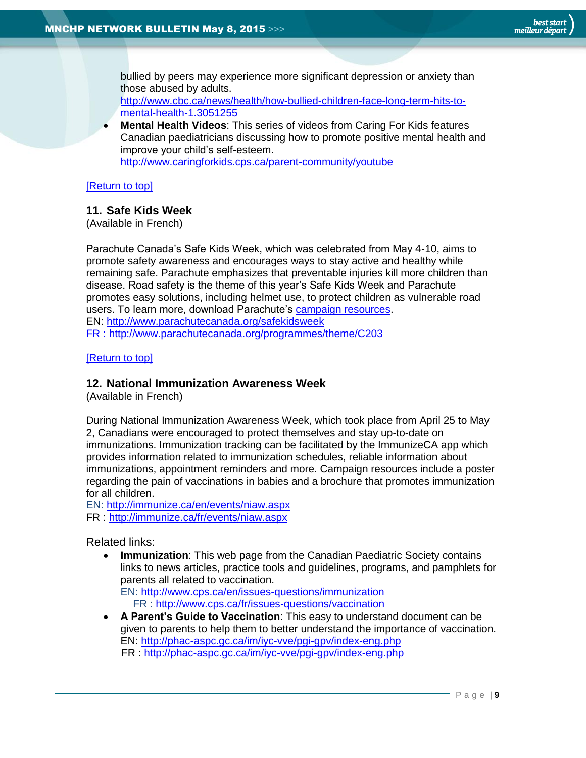bullied by peers may experience more significant depression or anxiety than those abused by adults.
http://www.cbc.ca/news/health/how-bullied-children-face-long-term-hits-to-mental-health-1.3051255

- **Mental Health Videos**: This series of videos from Caring For Kids features Canadian paediatricians discussing how to promote positive mental health and improve your child's self-esteem.
http://www.caringforkids.cps.ca/parent-community/youtube

[Return to top]

### 11. Safe Kids Week
(Available in French)

Parachute Canada's Safe Kids Week, which was celebrated from May 4-10, aims to promote safety awareness and encourages ways to stay active and healthy while remaining safe. Parachute emphasizes that preventable injuries kill more children than disease. Road safety is the theme of this year's Safe Kids Week and Parachute promotes easy solutions, including helmet use, to protect children as vulnerable road users. To learn more, download Parachute's campaign resources.
EN: http://www.parachutecanada.org/safekidsweek
FR : http://www.parachutecanada.org/programmes/theme/C203

[Return to top]

### 12. National Immunization Awareness Week
(Available in French)

During National Immunization Awareness Week, which took place from April 25 to May 2, Canadians were encouraged to protect themselves and stay up-to-date on immunizations. Immunization tracking can be facilitated by the ImmunizeCA app which provides information related to immunization schedules, reliable information about immunizations, appointment reminders and more. Campaign resources include a poster regarding the pain of vaccinations in babies and a brochure that promotes immunization for all children.
EN: http://immunize.ca/en/events/niaw.aspx
FR : http://immunize.ca/fr/events/niaw.aspx

Related links:

- **Immunization**: This web page from the Canadian Paediatric Society contains links to news articles, practice tools and guidelines, programs, and pamphlets for parents all related to vaccination.
EN: http://www.cps.ca/en/issues-questions/immunization
FR : http://www.cps.ca/fr/issues-questions/vaccination
- **A Parent's Guide to Vaccination**: This easy to understand document can be given to parents to help them to better understand the importance of vaccination.
EN: http://phac-aspc.gc.ca/im/iyc-vve/pgi-gpv/index-eng.php
FR : http://phac-aspc.gc.ca/im/iyc-vve/pgi-gpv/index-eng.php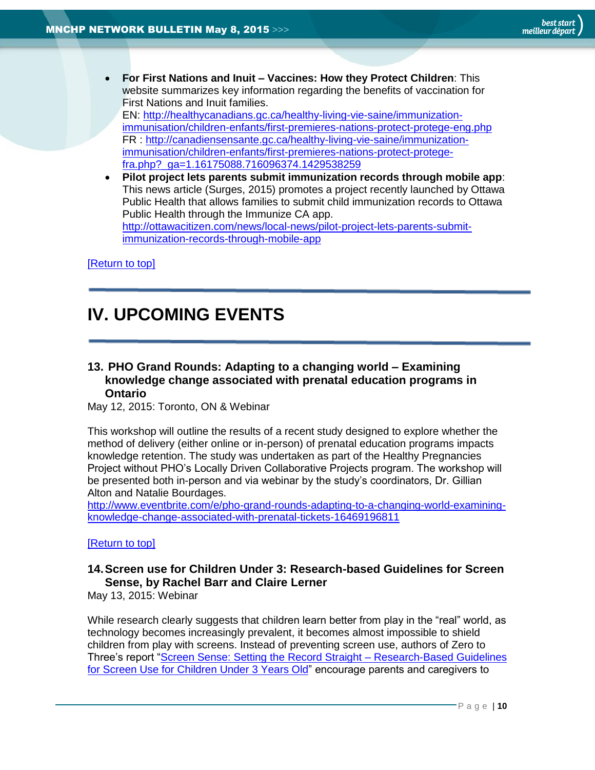- **For First Nations and Inuit – Vaccines: How they Protect Children**: This website summarizes key information regarding the benefits of vaccination for First Nations and Inuit families.
  EN: http://healthycanadians.gc.ca/healthy-living-vie-saine/immunization-immunisation/children-enfants/first-premieres-nations-protect-protege-eng.php
  FR : http://canadiensensante.gc.ca/healthy-living-vie-saine/immunization-immunisation/children-enfants/first-premieres-nations-protect-protege-fra.php?_ga=1.16175088.716096374.1429538259
- **Pilot project lets parents submit immunization records through mobile app**: This news article (Surges, 2015) promotes a project recently launched by Ottawa Public Health that allows families to submit child immunization records to Ottawa Public Health through the Immunize CA app.
  http://ottawacitizen.com/news/local-news/pilot-project-lets-parents-submit-immunization-records-through-mobile-app

[Return to top]

# IV. UPCOMING EVENTS

### 13. PHO Grand Rounds: Adapting to a changing world – Examining knowledge change associated with prenatal education programs in Ontario

May 12, 2015: Toronto, ON & Webinar

This workshop will outline the results of a recent study designed to explore whether the method of delivery (either online or in-person) of prenatal education programs impacts knowledge retention. The study was undertaken as part of the Healthy Pregnancies Project without PHO's Locally Driven Collaborative Projects program. The workshop will be presented both in-person and via webinar by the study's coordinators, Dr. Gillian Alton and Natalie Bourdages.
http://www.eventbrite.com/e/pho-grand-rounds-adapting-to-a-changing-world-examining-knowledge-change-associated-with-prenatal-tickets-16469196811

[Return to top]

### 14. Screen use for Children Under 3: Research-based Guidelines for Screen Sense, by Rachel Barr and Claire Lerner

May 13, 2015: Webinar

While research clearly suggests that children learn better from play in the "real" world, as technology becomes increasingly prevalent, it becomes almost impossible to shield children from play with screens. Instead of preventing screen use, authors of Zero to Three's report "Screen Sense: Setting the Record Straight – Research-Based Guidelines for Screen Use for Children Under 3 Years Old" encourage parents and caregivers to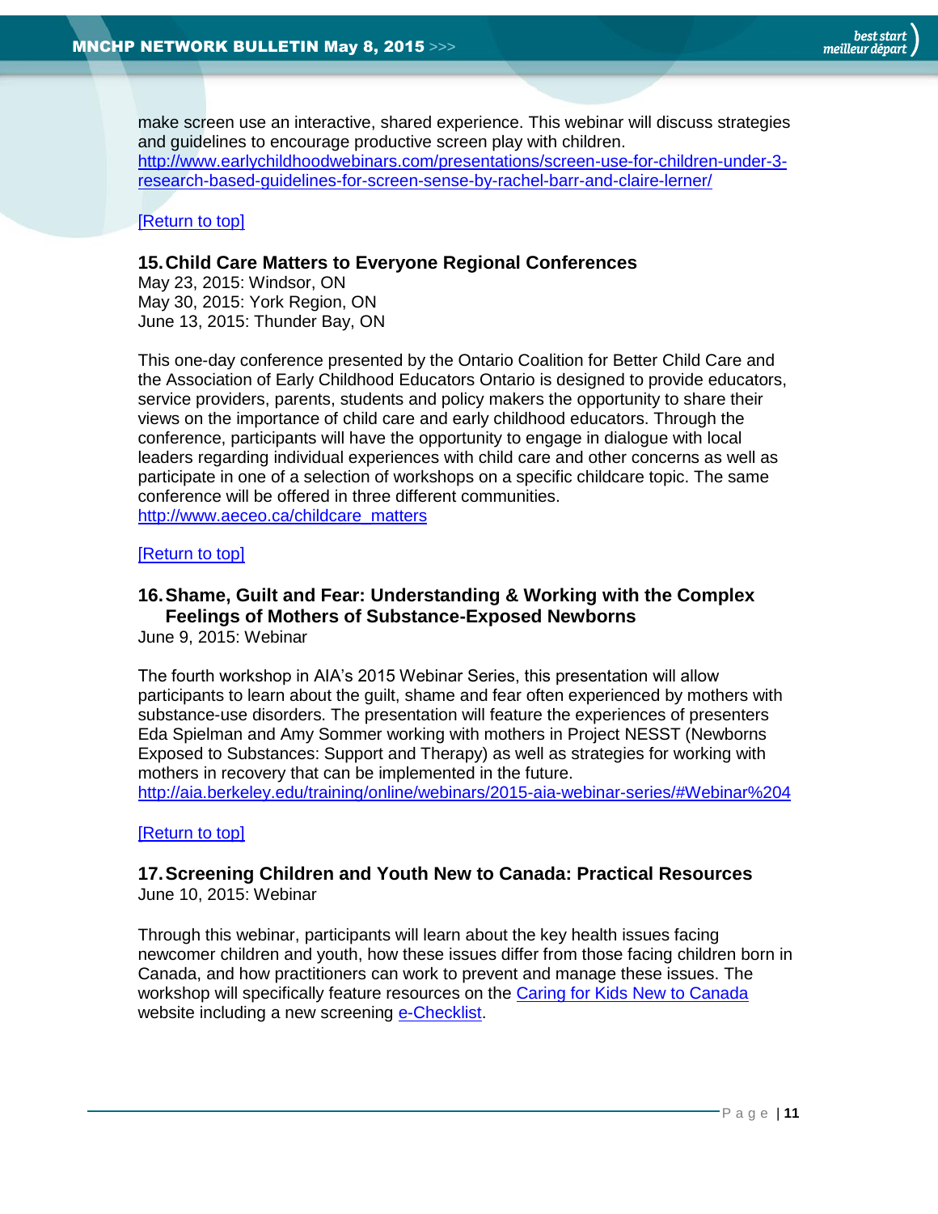make screen use an interactive, shared experience. This webinar will discuss strategies and guidelines to encourage productive screen play with children.
http://www.earlychildhoodwebinars.com/presentations/screen-use-for-children-under-3-research-based-guidelines-for-screen-sense-by-rachel-barr-and-claire-lerner/

[Return to top]

### 15. Child Care Matters to Everyone Regional Conferences

May 23, 2015: Windsor, ON
May 30, 2015: York Region, ON
June 13, 2015: Thunder Bay, ON

This one-day conference presented by the Ontario Coalition for Better Child Care and the Association of Early Childhood Educators Ontario is designed to provide educators, service providers, parents, students and policy makers the opportunity to share their views on the importance of child care and early childhood educators. Through the conference, participants will have the opportunity to engage in dialogue with local leaders regarding individual experiences with child care and other concerns as well as participate in one of a selection of workshops on a specific childcare topic. The same conference will be offered in three different communities.
http://www.aeceo.ca/childcare_matters

[Return to top]

### 16. Shame, Guilt and Fear: Understanding & Working with the Complex Feelings of Mothers of Substance-Exposed Newborns

June 9, 2015: Webinar

The fourth workshop in AIA's 2015 Webinar Series, this presentation will allow participants to learn about the guilt, shame and fear often experienced by mothers with substance-use disorders. The presentation will feature the experiences of presenters Eda Spielman and Amy Sommer working with mothers in Project NESST (Newborns Exposed to Substances: Support and Therapy) as well as strategies for working with mothers in recovery that can be implemented in the future.
http://aia.berkeley.edu/training/online/webinars/2015-aia-webinar-series/#Webinar%204

[Return to top]

### 17. Screening Children and Youth New to Canada: Practical Resources

June 10, 2015: Webinar

Through this webinar, participants will learn about the key health issues facing newcomer children and youth, how these issues differ from those facing children born in Canada, and how practitioners can work to prevent and manage these issues. The workshop will specifically feature resources on the Caring for Kids New to Canada website including a new screening e-Checklist.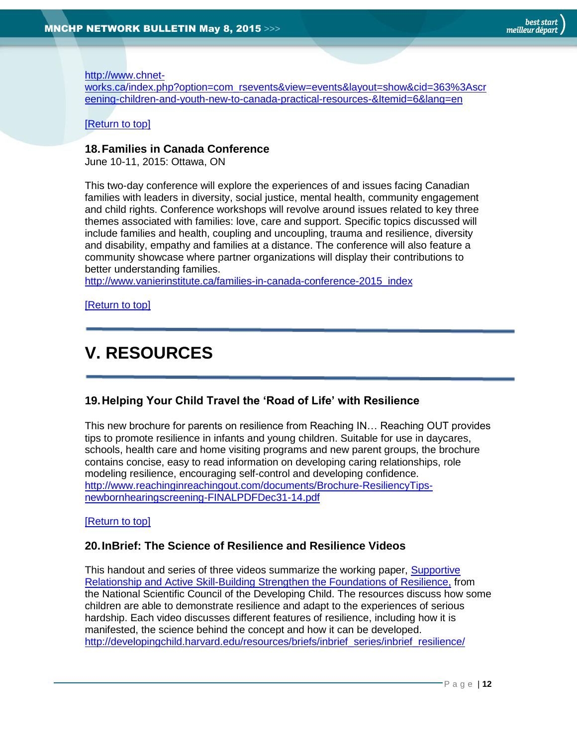http://www.chnet-works.ca/index.php?option=com_rsevents&view=events&layout=show&cid=363%3Ascreening-children-and-youth-new-to-canada-practical-resources-&Itemid=6&lang=en

[Return to top]

### 18. Families in Canada Conference

June 10-11, 2015: Ottawa, ON

This two-day conference will explore the experiences of and issues facing Canadian families with leaders in diversity, social justice, mental health, community engagement and child rights. Conference workshops will revolve around issues related to key three themes associated with families: love, care and support. Specific topics discussed will include families and health, coupling and uncoupling, trauma and resilience, diversity and disability, empathy and families at a distance. The conference will also feature a community showcase where partner organizations will display their contributions to better understanding families.
http://www.vanierinstitute.ca/families-in-canada-conference-2015_index

[Return to top]

---

## V. RESOURCES

---

### 19. Helping Your Child Travel the 'Road of Life' with Resilience

This new brochure for parents on resilience from Reaching IN… Reaching OUT provides tips to promote resilience in infants and young children. Suitable for use in daycares, schools, health care and home visiting programs and new parent groups, the brochure contains concise, easy to read information on developing caring relationships, role modeling resilience, encouraging self-control and developing confidence.
http://www.reachinginreachingout.com/documents/Brochure-ResiliencyTips-newbornhearingscreening-FINALPDFDec31-14.pdf

[Return to top]

### 20. InBrief: The Science of Resilience and Resilience Videos

This handout and series of three videos summarize the working paper, Supportive Relationship and Active Skill-Building Strengthen the Foundations of Resilience, from the National Scientific Council of the Developing Child. The resources discuss how some children are able to demonstrate resilience and adapt to the experiences of serious hardship. Each video discusses different features of resilience, including how it is manifested, the science behind the concept and how it can be developed.
http://developingchild.harvard.edu/resources/briefs/inbrief_series/inbrief_resilience/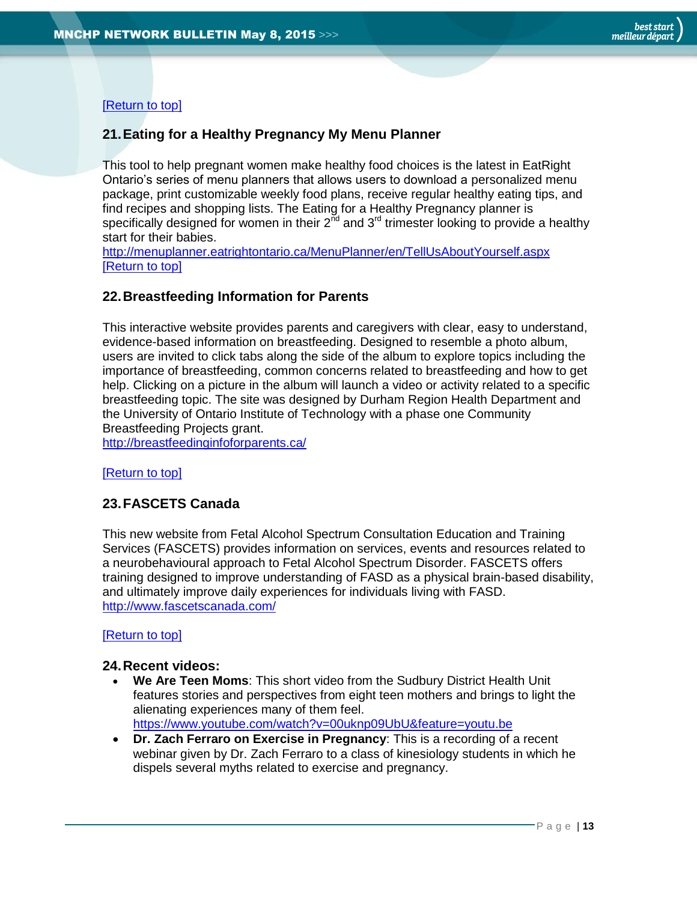[Return to top]

## 21. Eating for a Healthy Pregnancy My Menu Planner

This tool to help pregnant women make healthy food choices is the latest in EatRight Ontario's series of menu planners that allows users to download a personalized menu package, print customizable weekly food plans, receive regular healthy eating tips, and find recipes and shopping lists. The Eating for a Healthy Pregnancy planner is specifically designed for women in their 2nd and 3rd trimester looking to provide a healthy start for their babies.
http://menuplanner.eatrightontario.ca/MenuPlanner/en/TellUsAboutYourself.aspx
[Return to top]

## 22. Breastfeeding Information for Parents

This interactive website provides parents and caregivers with clear, easy to understand, evidence-based information on breastfeeding. Designed to resemble a photo album, users are invited to click tabs along the side of the album to explore topics including the importance of breastfeeding, common concerns related to breastfeeding and how to get help. Clicking on a picture in the album will launch a video or activity related to a specific breastfeeding topic. The site was designed by Durham Region Health Department and the University of Ontario Institute of Technology with a phase one Community Breastfeeding Projects grant.
http://breastfeedinginfoforparents.ca/

[Return to top]

## 23. FASCETS Canada

This new website from Fetal Alcohol Spectrum Consultation Education and Training Services (FASCETS) provides information on services, events and resources related to a neurobehavioural approach to Fetal Alcohol Spectrum Disorder. FASCETS offers training designed to improve understanding of FASD as a physical brain-based disability, and ultimately improve daily experiences for individuals living with FASD.
http://www.fascetscanada.com/

[Return to top]

## 24. Recent videos:

- **We Are Teen Moms**: This short video from the Sudbury District Health Unit features stories and perspectives from eight teen mothers and brings to light the alienating experiences many of them feel.
  https://www.youtube.com/watch?v=00uknp09UbU&feature=youtu.be
- **Dr. Zach Ferraro on Exercise in Pregnancy**: This is a recording of a recent webinar given by Dr. Zach Ferraro to a class of kinesiology students in which he dispels several myths related to exercise and pregnancy.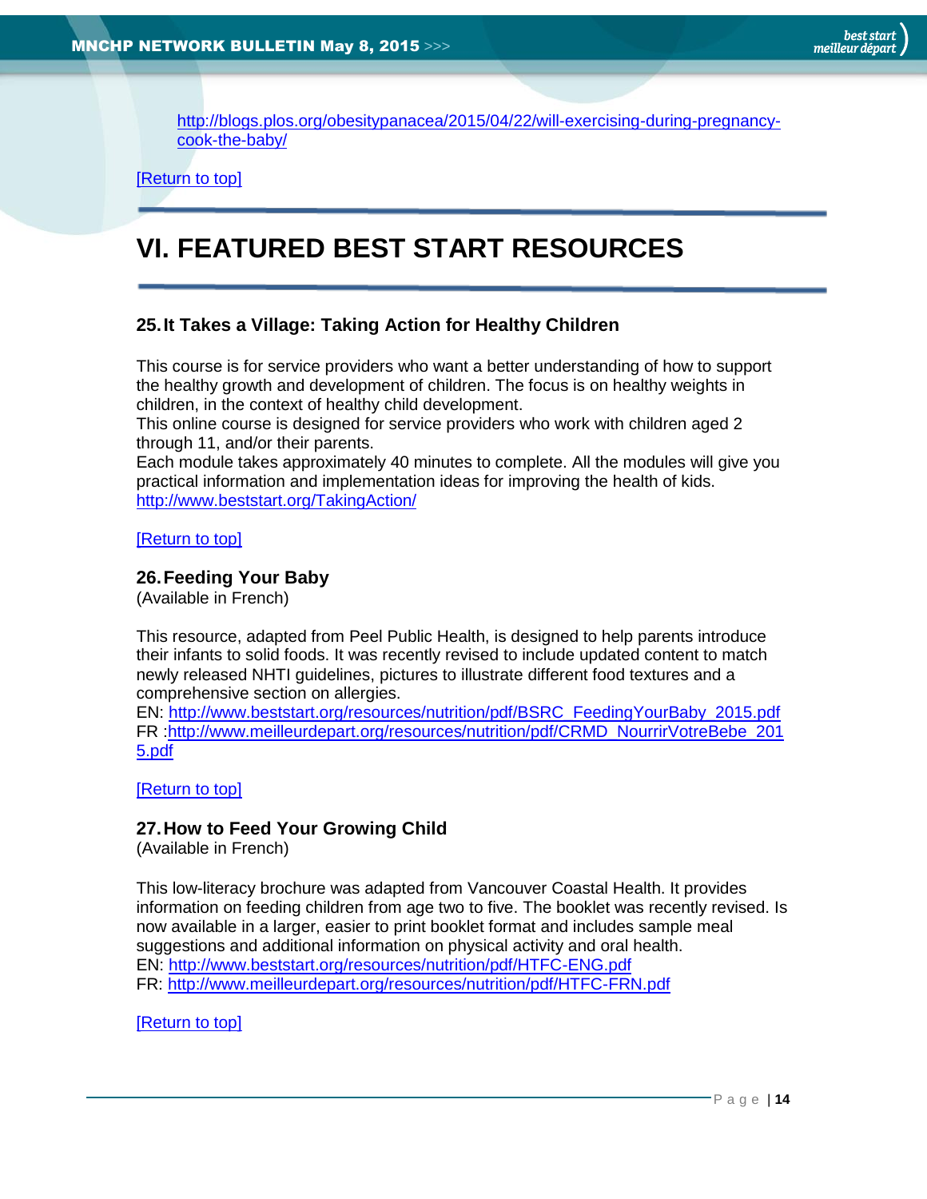http://blogs.plos.org/obesitypanacea/2015/04/22/will-exercising-during-pregnancy-cook-the-baby/

[Return to top]

# VI. FEATURED BEST START RESOURCES

### 25. It Takes a Village: Taking Action for Healthy Children

This course is for service providers who want a better understanding of how to support the healthy growth and development of children. The focus is on healthy weights in children, in the context of healthy child development.
This online course is designed for service providers who work with children aged 2 through 11, and/or their parents.
Each module takes approximately 40 minutes to complete. All the modules will give you practical information and implementation ideas for improving the health of kids.
http://www.beststart.org/TakingAction/

[Return to top]

### 26. Feeding Your Baby

(Available in French)

This resource, adapted from Peel Public Health, is designed to help parents introduce their infants to solid foods. It was recently revised to include updated content to match newly released NHTI guidelines, pictures to illustrate different food textures and a comprehensive section on allergies.
EN: http://www.beststart.org/resources/nutrition/pdf/BSRC_FeedingYourBaby_2015.pdf
FR :http://www.meilleurdepart.org/resources/nutrition/pdf/CRMD_NourrirVotreBebe_2015.pdf

[Return to top]

### 27. How to Feed Your Growing Child

(Available in French)

This low-literacy brochure was adapted from Vancouver Coastal Health. It provides information on feeding children from age two to five. The booklet was recently revised. Is now available in a larger, easier to print booklet format and includes sample meal suggestions and additional information on physical activity and oral health.
EN: http://www.beststart.org/resources/nutrition/pdf/HTFC-ENG.pdf
FR: http://www.meilleurdepart.org/resources/nutrition/pdf/HTFC-FRN.pdf

[Return to top]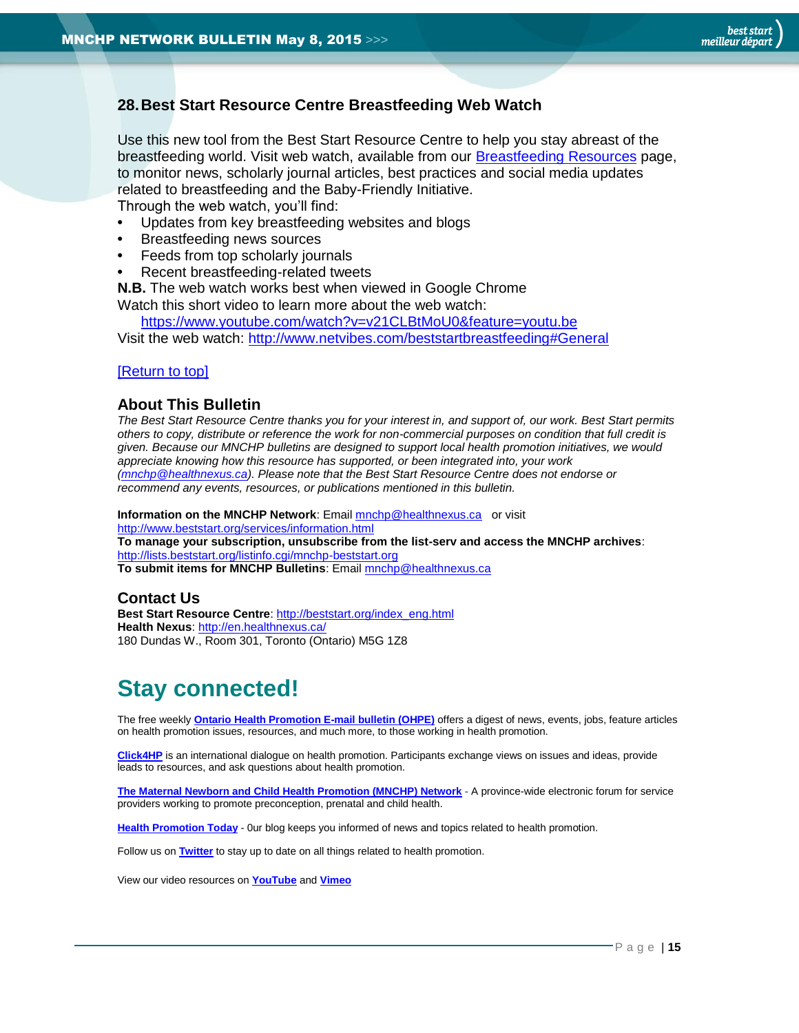## 28. Best Start Resource Centre Breastfeeding Web Watch

Use this new tool from the Best Start Resource Centre to help you stay abreast of the breastfeeding world. Visit web watch, available from our Breastfeeding Resources page, to monitor news, scholarly journal articles, best practices and social media updates related to breastfeeding and the Baby-Friendly Initiative.

Through the web watch, you'll find:

- Updates from key breastfeeding websites and blogs
- Breastfeeding news sources
- Feeds from top scholarly journals
- Recent breastfeeding-related tweets

**N.B.** The web watch works best when viewed in Google Chrome

Watch this short video to learn more about the web watch: https://www.youtube.com/watch?v=v21CLBtMoU0&feature=youtu.be

Visit the web watch: http://www.netvibes.com/beststartbreastfeeding#General

[Return to top]

### About This Bulletin

*The Best Start Resource Centre thanks you for your interest in, and support of, our work. Best Start permits others to copy, distribute or reference the work for non-commercial purposes on condition that full credit is given. Because our MNCHP bulletins are designed to support local health promotion initiatives, we would appreciate knowing how this resource has supported, or been integrated into, your work (mnchp@healthnexus.ca). Please note that the Best Start Resource Centre does not endorse or recommend any events, resources, or publications mentioned in this bulletin.*

**Information on the MNCHP Network**: Email mnchp@healthnexus.ca or visit http://www.beststart.org/services/information.html

**To manage your subscription, unsubscribe from the list-serv and access the MNCHP archives**: http://lists.beststart.org/listinfo.cgi/mnchp-beststart.org

**To submit items for MNCHP Bulletins**: Email mnchp@healthnexus.ca

### Contact Us

**Best Start Resource Centre**: http://beststart.org/index_eng.html

**Health Nexus**: http://en.healthnexus.ca/

180 Dundas W., Room 301, Toronto (Ontario) M5G 1Z8

# Stay connected!

The free weekly **Ontario Health Promotion E-mail bulletin (OHPE)** offers a digest of news, events, jobs, feature articles on health promotion issues, resources, and much more, to those working in health promotion.

**Click4HP** is an international dialogue on health promotion. Participants exchange views on issues and ideas, provide leads to resources, and ask questions about health promotion.

**The Maternal Newborn and Child Health Promotion (MNCHP) Network** - A province-wide electronic forum for service providers working to promote preconception, prenatal and child health.

**Health Promotion Today** - 0ur blog keeps you informed of news and topics related to health promotion.

Follow us on **Twitter** to stay up to date on all things related to health promotion.

View our video resources on **YouTube** and **Vimeo**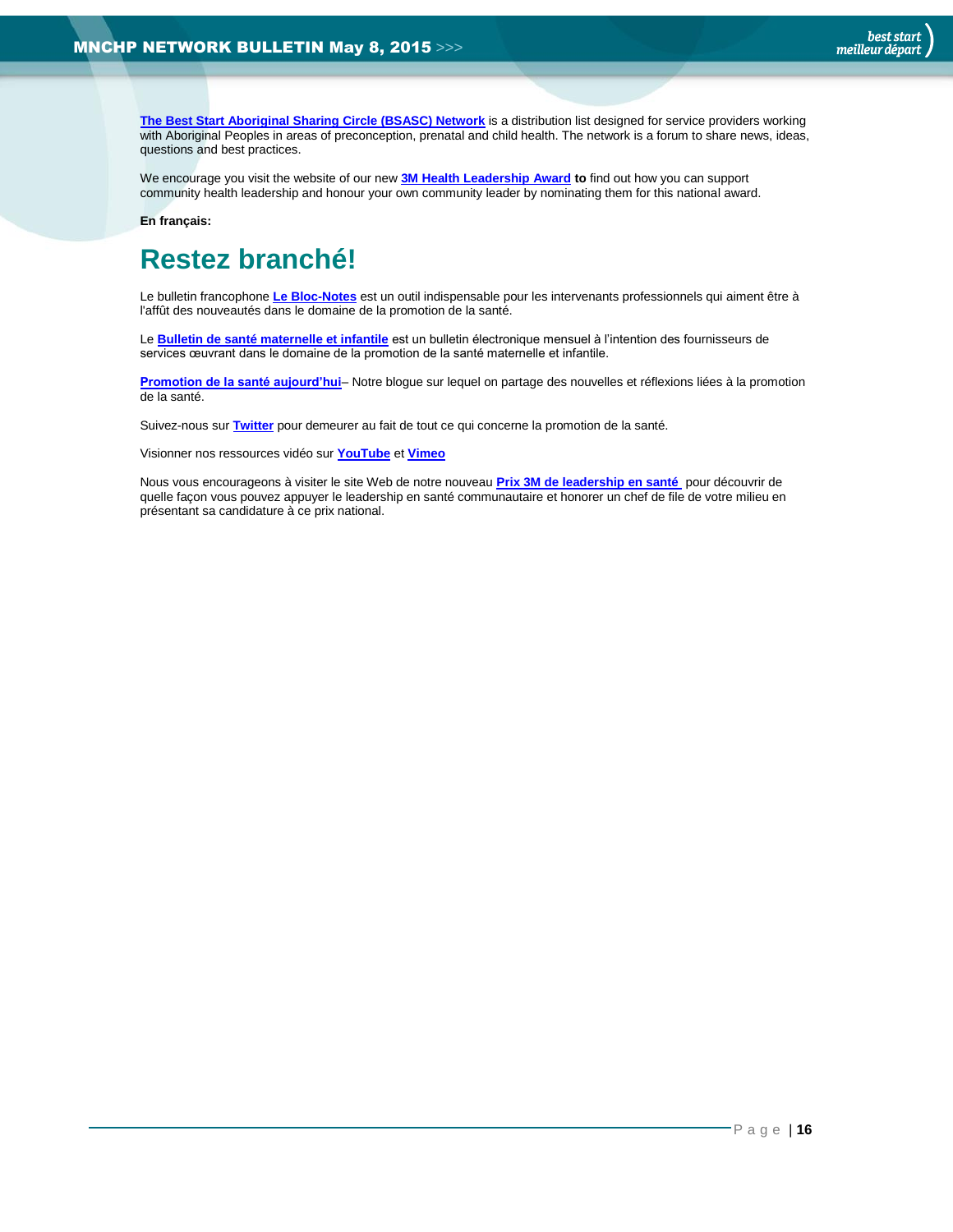**The Best Start Aboriginal Sharing Circle (BSASC) Network** is a distribution list designed for service providers working with Aboriginal Peoples in areas of preconception, prenatal and child health. The network is a forum to share news, ideas, questions and best practices.

We encourage you visit the website of our new **3M Health Leadership Award** **to** find out how you can support community health leadership and honour your own community leader by nominating them for this national award.

**En français:**

# Restez branché!

Le bulletin francophone **Le Bloc-Notes** est un outil indispensable pour les intervenants professionnels qui aiment être à l'affût des nouveautés dans le domaine de la promotion de la santé.

Le **Bulletin de santé maternelle et infantile** est un bulletin électronique mensuel à l'intention des fournisseurs de services œuvrant dans le domaine de la promotion de la santé maternelle et infantile.

**Promotion de la santé aujourd'hui**– Notre blogue sur lequel on partage des nouvelles et réflexions liées à la promotion de la santé.

Suivez-nous sur **Twitter** pour demeurer au fait de tout ce qui concerne la promotion de la santé.

Visionner nos ressources vidéo sur **YouTube** et **Vimeo**

Nous vous encourageons à visiter le site Web de notre nouveau **Prix 3M de leadership en santé** pour découvrir de quelle façon vous pouvez appuyer le leadership en santé communautaire et honorer un chef de file de votre milieu en présentant sa candidature à ce prix national.